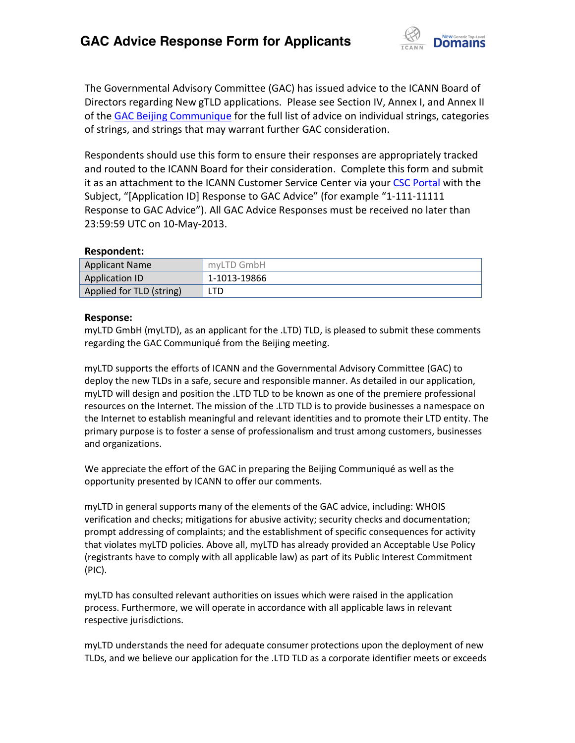# GAC Advice Response Form for Applicants

The Governmental Advisory Committee (GAC) has issued advice to the ICANN Board of Directors regarding New gTLD applications. Please see Section IV, Annex I, and Annex II of the GAC Beijing Communique for the full list of advice on individual strings, categories of strings, and strings that may warrant further GAC consideration.

Respondents should use this form to ensure their responses are appropriately tracked and routed to the ICANN Board for their consideration. Complete this form and submit it as an attachment to the ICANN Customer Service Center via your CSC Portal with the Subject, "[Application ID] Response to GAC Advice" (for example "1-111-11111 Response to GAC Advice"). All GAC Advice Responses must be received no later than 23:59:59 UTC on 10-May-2013.

**Respondent:**

| Applicant Name | myLTD GmbH |
|---|---|
| Application ID | 1-1013-19866 |
| Applied for TLD (string) | LTD |

**Response:**

myLTD GmbH (myLTD), as an applicant for the .LTD) TLD, is pleased to submit these comments regarding the GAC Communiqué from the Beijing meeting.

myLTD supports the efforts of ICANN and the Governmental Advisory Committee (GAC) to deploy the new TLDs in a safe, secure and responsible manner. As detailed in our application, myLTD will design and position the .LTD TLD to be known as one of the premiere professional resources on the Internet. The mission of the .LTD TLD is to provide businesses a namespace on the Internet to establish meaningful and relevant identities and to promote their LTD entity. The primary purpose is to foster a sense of professionalism and trust among customers, businesses and organizations.

We appreciate the effort of the GAC in preparing the Beijing Communiqué as well as the opportunity presented by ICANN to offer our comments.

myLTD in general supports many of the elements of the GAC advice, including: WHOIS verification and checks; mitigations for abusive activity; security checks and documentation; prompt addressing of complaints; and the establishment of specific consequences for activity that violates myLTD policies. Above all, myLTD has already provided an Acceptable Use Policy (registrants have to comply with all applicable law) as part of its Public Interest Commitment (PIC).

myLTD has consulted relevant authorities on issues which were raised in the application process. Furthermore, we will operate in accordance with all applicable laws in relevant respective jurisdictions.

myLTD understands the need for adequate consumer protections upon the deployment of new TLDs, and we believe our application for the .LTD TLD as a corporate identifier meets or exceeds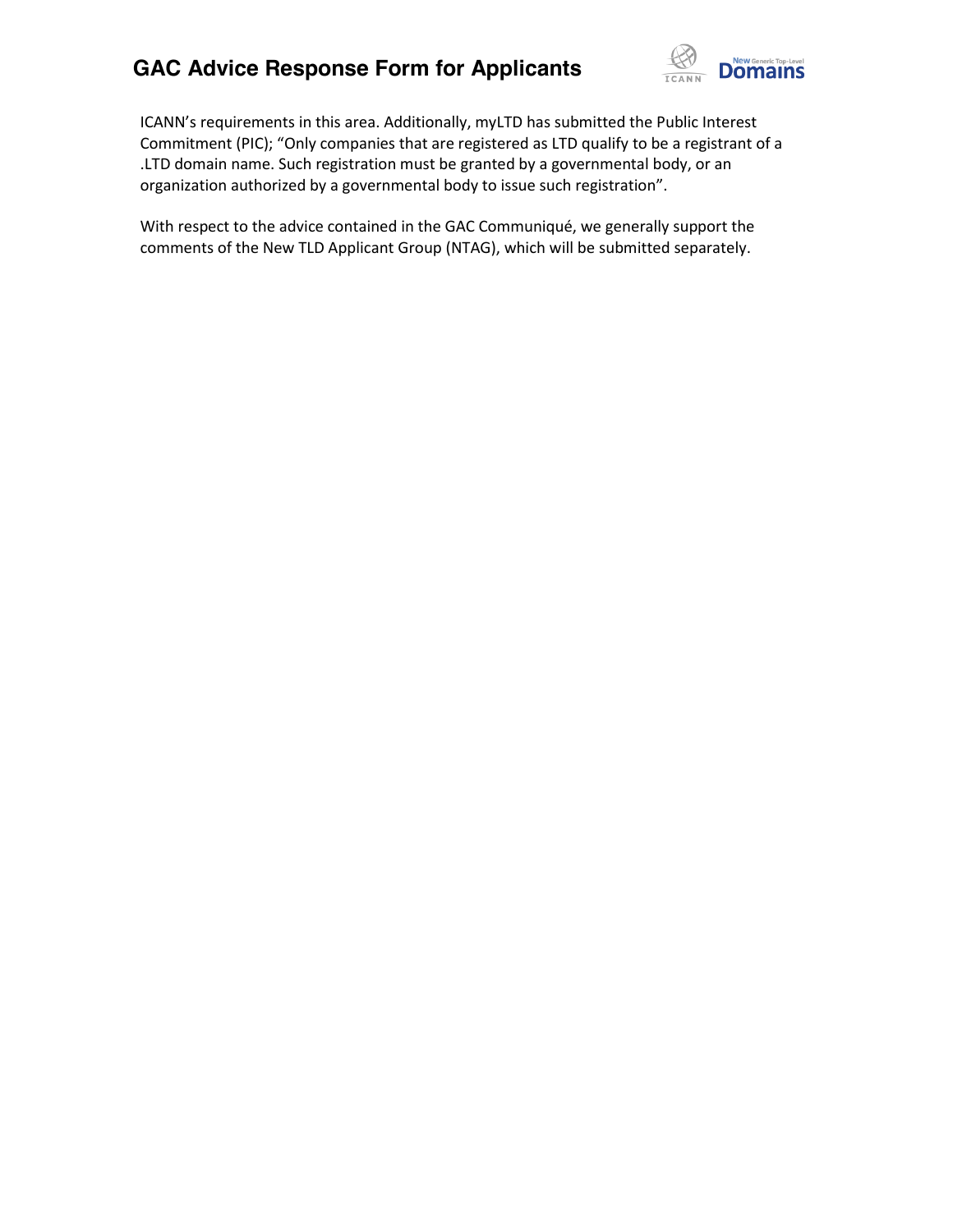ICANN's requirements in this area. Additionally, myLTD has submitted the Public Interest Commitment (PIC); "Only companies that are registered as LTD qualify to be a registrant of a .LTD domain name. Such registration must be granted by a governmental body, or an organization authorized by a governmental body to issue such registration".

With respect to the advice contained in the GAC Communiqué, we generally support the comments of the New TLD Applicant Group (NTAG), which will be submitted separately.